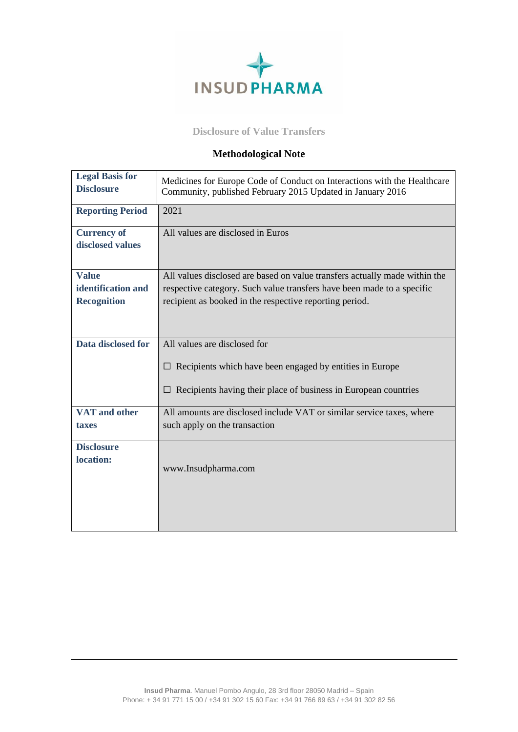INSUD PHARMA

## Disclosure of Value Transfers

### Methodological Note

| | |
|---|---|
| **Legal Basis for Disclosure** | Medicines for Europe Code of Conduct on Interactions with the Healthcare Community, published February 2015 Updated in January 2016 |
| **Reporting Period** | 2021 |
| **Currency of disclosed values** | All values are disclosed in Euros |
| **Value identification and Recognition** | All values disclosed are based on value transfers actually made within the respective category. Such value transfers have been made to a specific recipient as booked in the respective reporting period. |
| **Data disclosed for** | All values are disclosed for<br><br>☐ Recipients which have been engaged by entities in Europe<br><br>☐ Recipients having their place of business in European countries |
| **VAT and other taxes** | All amounts are disclosed include VAT or similar service taxes, where such apply on the transaction |
| **Disclosure location:** | www.Insudpharma.com |

**Insud Pharma**. Manuel Pombo Angulo, 28 3rd floor 28050 Madrid – Spain
Phone: + 34 91 771 15 00 / +34 91 302 15 60 Fax: +34 91 766 89 63 / +34 91 302 82 56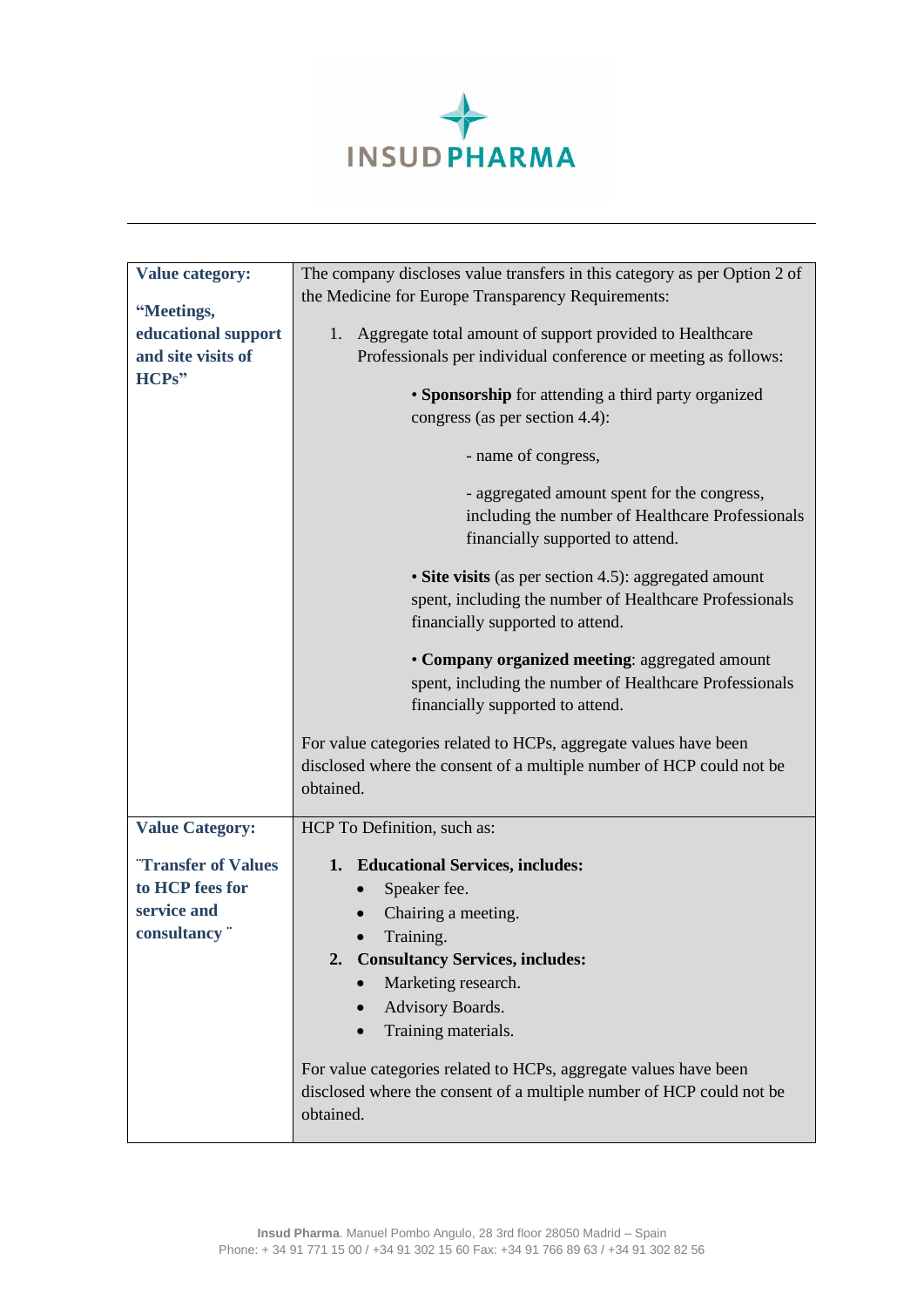| Value category: “Meetings, educational support and site visits of HCPs” | The company discloses value transfers in this category as per Option 2 of the Medicine for Europe Transparency Requirements:<br><br>1. Aggregate total amount of support provided to Healthcare Professionals per individual conference or meeting as follows:<br><br>• **Sponsorship** for attending a third party organized congress (as per section 4.4):<br><br>- name of congress,<br><br>- aggregated amount spent for the congress, including the number of Healthcare Professionals financially supported to attend.<br><br>• **Site visits** (as per section 4.5): aggregated amount spent, including the number of Healthcare Professionals financially supported to attend.<br><br>• **Company organized meeting**: aggregated amount spent, including the number of Healthcare Professionals financially supported to attend.<br><br>For value categories related to HCPs, aggregate values have been disclosed where the consent of a multiple number of HCP could not be obtained. |
|---|---|
| **Value Category:** ¨Transfer of Values to HCP fees for service and consultancy¨ | HCP To Definition, such as:<br><br>1. **Educational Services, includes:**<br>• Speaker fee.<br>• Chairing a meeting.<br>• Training.<br>2. **Consultancy Services, includes:**<br>• Marketing research.<br>• Advisory Boards.<br>• Training materials.<br><br>For value categories related to HCPs, aggregate values have been disclosed where the consent of a multiple number of HCP could not be obtained. |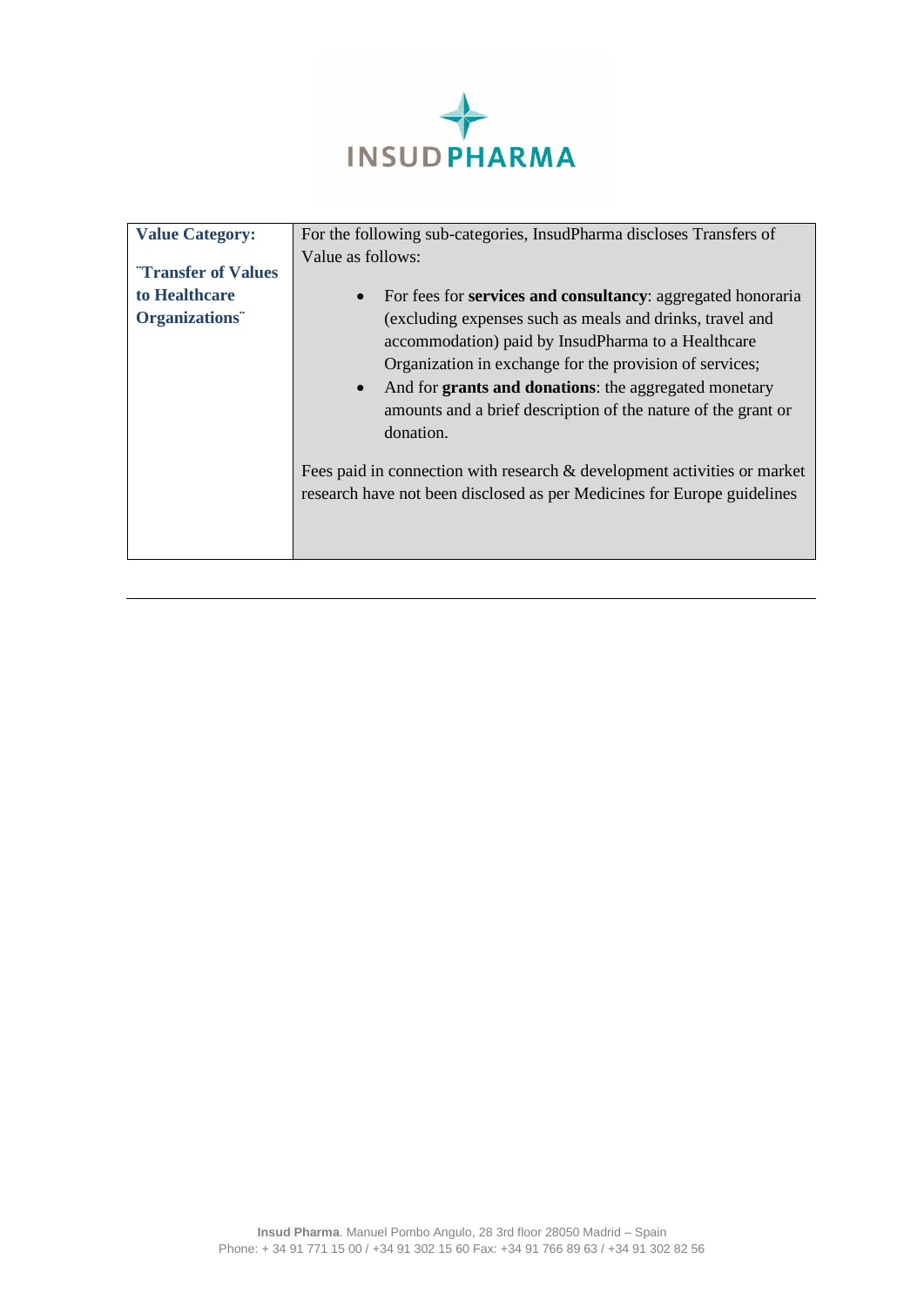| | |
|---|---|
| **Value Category:**<br><br>**¨Transfer of Values to Healthcare Organizations¨** | For the following sub-categories, InsudPharma discloses Transfers of Value as follows:<br><br>• For fees for **services and consultancy**: aggregated honoraria (excluding expenses such as meals and drinks, travel and accommodation) paid by InsudPharma to a Healthcare Organization in exchange for the provision of services;<br>• And for **grants and donations**: the aggregated monetary amounts and a brief description of the nature of the grant or donation.<br><br>Fees paid in connection with research & development activities or market research have not been disclosed as per Medicines for Europe guidelines |

**Insud Pharma**. Manuel Pombo Angulo, 28 3rd floor 28050 Madrid – Spain
Phone: + 34 91 771 15 00 / +34 91 302 15 60 Fax: +34 91 766 89 63 / +34 91 302 82 56